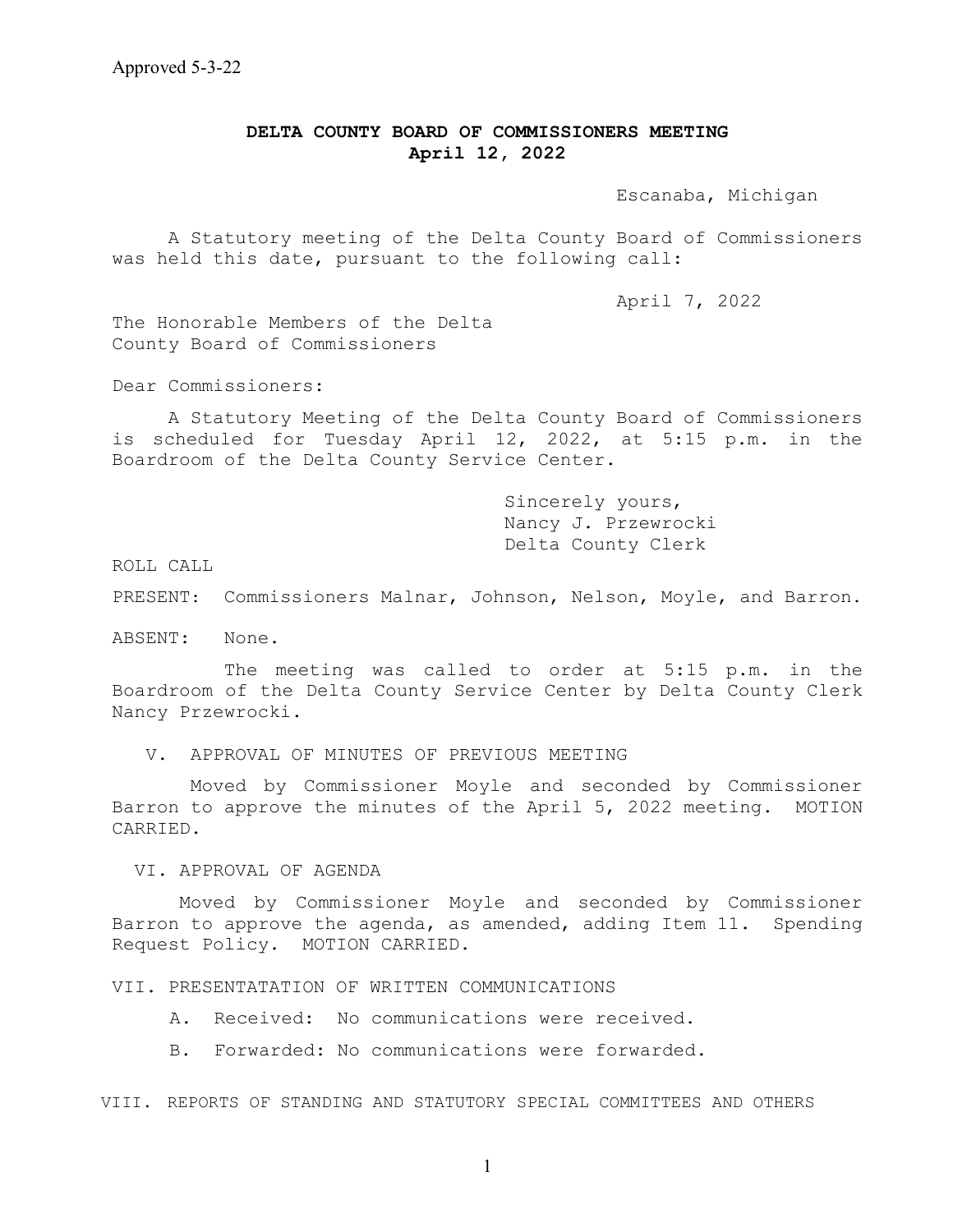Approved 5-3-22

# DELTA COUNTY BOARD OF COMMISSIONERS MEETING
## April 12, 2022

Escanaba, Michigan

A Statutory meeting of the Delta County Board of Commissioners was held this date, pursuant to the following call:

April 7, 2022

The Honorable Members of the Delta County Board of Commissioners

Dear Commissioners:

A Statutory Meeting of the Delta County Board of Commissioners is scheduled for Tuesday April 12, 2022, at 5:15 p.m. in the Boardroom of the Delta County Service Center.

Sincerely yours,
Nancy J. Przewrocki
Delta County Clerk

ROLL CALL

PRESENT: Commissioners Malnar, Johnson, Nelson, Moyle, and Barron.

ABSENT: None.

The meeting was called to order at 5:15 p.m. in the Boardroom of the Delta County Service Center by Delta County Clerk Nancy Przewrocki.

V. APPROVAL OF MINUTES OF PREVIOUS MEETING

Moved by Commissioner Moyle and seconded by Commissioner Barron to approve the minutes of the April 5, 2022 meeting. MOTION CARRIED.

VI. APPROVAL OF AGENDA

Moved by Commissioner Moyle and seconded by Commissioner Barron to approve the agenda, as amended, adding Item 11. Spending Request Policy. MOTION CARRIED.

VII. PRESENTATATION OF WRITTEN COMMUNICATIONS

A. Received: No communications were received.

B. Forwarded: No communications were forwarded.

VIII. REPORTS OF STANDING AND STATUTORY SPECIAL COMMITTEES AND OTHERS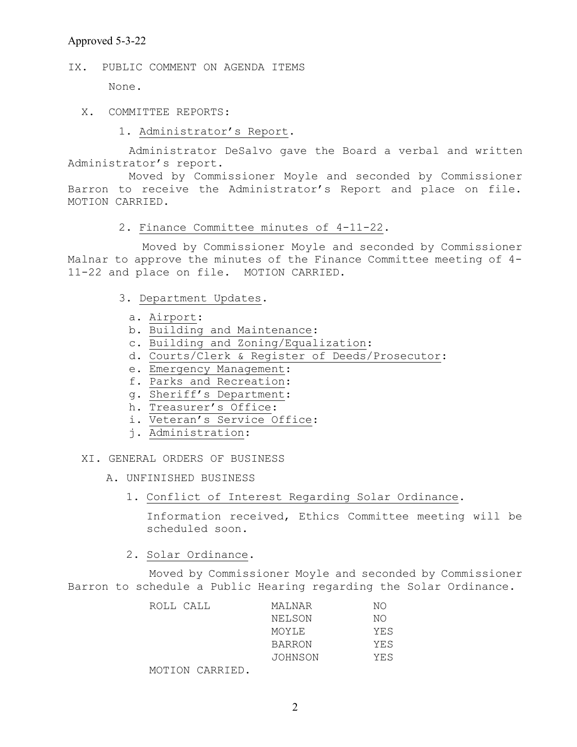Approved 5-3-22

IX. PUBLIC COMMENT ON AGENDA ITEMS

None.

X. COMMITTEE REPORTS:

1. Administrator's Report.

Administrator DeSalvo gave the Board a verbal and written Administrator's report.

Moved by Commissioner Moyle and seconded by Commissioner Barron to receive the Administrator's Report and place on file. MOTION CARRIED.

2. Finance Committee minutes of 4-11-22.

Moved by Commissioner Moyle and seconded by Commissioner Malnar to approve the minutes of the Finance Committee meeting of 4-11-22 and place on file. MOTION CARRIED.

3. Department Updates.

a. Airport:
b. Building and Maintenance:
c. Building and Zoning/Equalization:
d. Courts/Clerk & Register of Deeds/Prosecutor:
e. Emergency Management:
f. Parks and Recreation:
g. Sheriff's Department:
h. Treasurer's Office:
i. Veteran's Service Office:
j. Administration:

XI. GENERAL ORDERS OF BUSINESS

A. UNFINISHED BUSINESS

1. Conflict of Interest Regarding Solar Ordinance.

Information received, Ethics Committee meeting will be scheduled soon.

2. Solar Ordinance.

Moved by Commissioner Moyle and seconded by Commissioner Barron to schedule a Public Hearing regarding the Solar Ordinance.

| ROLL CALL | | |
|---|---|---|
| | MALNAR | NO |
| | NELSON | NO |
| | MOYLE | YES |
| | BARRON | YES |
| | JOHNSON | YES |

MOTION CARRIED.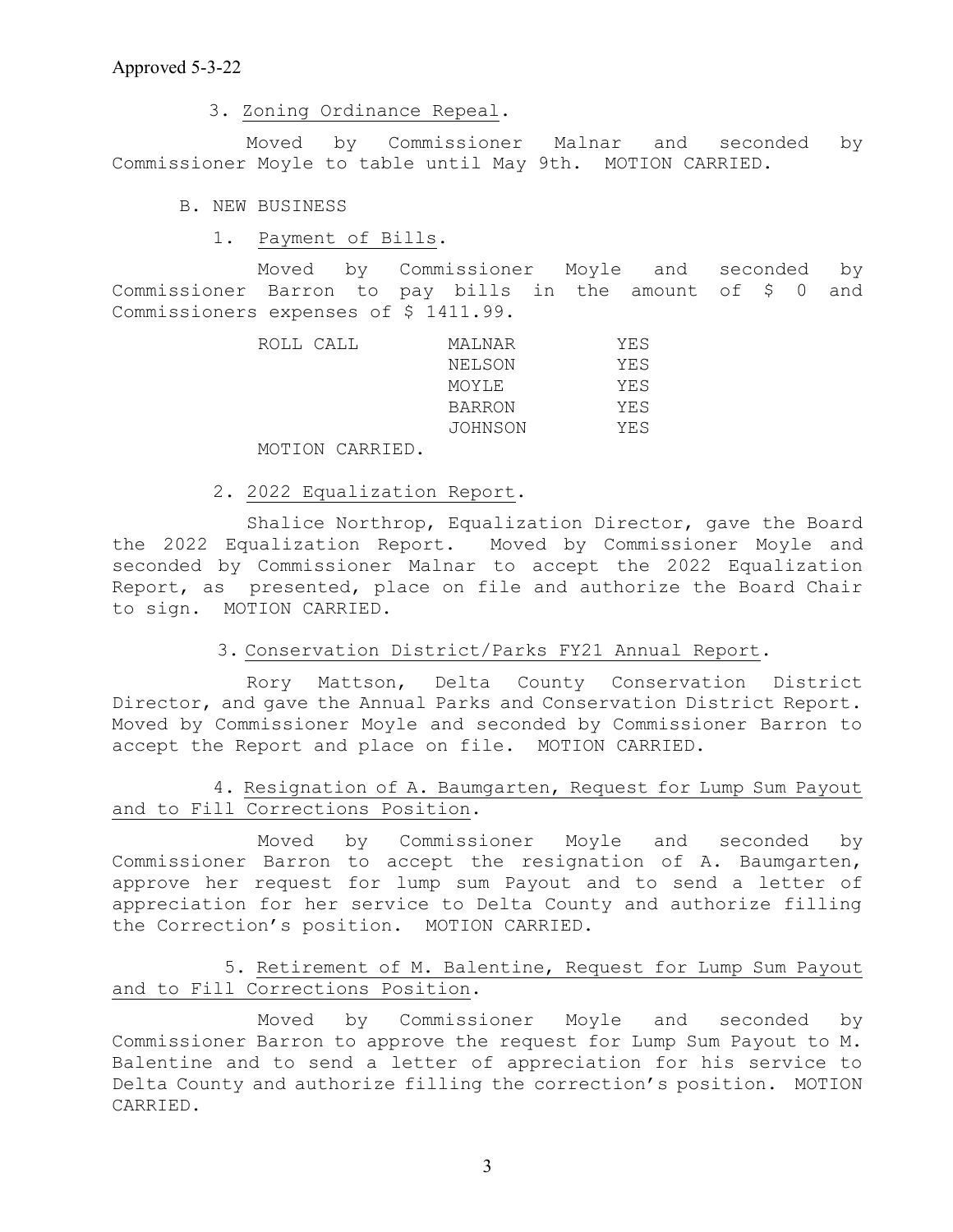Approved 5-3-22

3. Zoning Ordinance Repeal.

Moved by Commissioner Malnar and seconded by Commissioner Moyle to table until May 9th. MOTION CARRIED.

B. NEW BUSINESS

1. Payment of Bills.

Moved by Commissioner Moyle and seconded by Commissioner Barron to pay bills in the amount of $ 0 and Commissioners expenses of $ 1411.99.

| ROLL CALL | MALNAR | YES |
|---|---|---|
| | NELSON | YES |
| | MOYLE | YES |
| | BARRON | YES |
| | JOHNSON | YES |

MOTION CARRIED.

2. 2022 Equalization Report.

Shalice Northrop, Equalization Director, gave the Board the 2022 Equalization Report. Moved by Commissioner Moyle and seconded by Commissioner Malnar to accept the 2022 Equalization Report, as presented, place on file and authorize the Board Chair to sign. MOTION CARRIED.

3. Conservation District/Parks FY21 Annual Report.

Rory Mattson, Delta County Conservation District Director, and gave the Annual Parks and Conservation District Report. Moved by Commissioner Moyle and seconded by Commissioner Barron to accept the Report and place on file. MOTION CARRIED.

4. Resignation of A. Baumgarten, Request for Lump Sum Payout and to Fill Corrections Position.

Moved by Commissioner Moyle and seconded by Commissioner Barron to accept the resignation of A. Baumgarten, approve her request for lump sum Payout and to send a letter of appreciation for her service to Delta County and authorize filling the Correction's position. MOTION CARRIED.

5. Retirement of M. Balentine, Request for Lump Sum Payout and to Fill Corrections Position.

Moved by Commissioner Moyle and seconded by Commissioner Barron to approve the request for Lump Sum Payout to M. Balentine and to send a letter of appreciation for his service to Delta County and authorize filling the correction's position. MOTION CARRIED.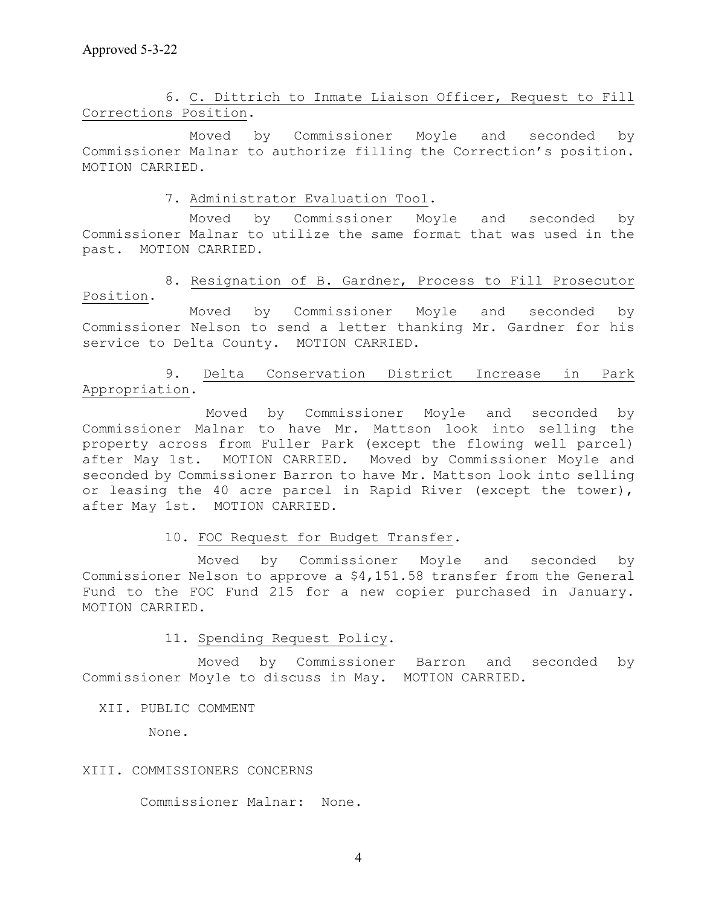Approved 5-3-22

6. C. Dittrich to Inmate Liaison Officer, Request to Fill Corrections Position.

Moved by Commissioner Moyle and seconded by Commissioner Malnar to authorize filling the Correction's position. MOTION CARRIED.

7. Administrator Evaluation Tool.

Moved by Commissioner Moyle and seconded by Commissioner Malnar to utilize the same format that was used in the past. MOTION CARRIED.

8. Resignation of B. Gardner, Process to Fill Prosecutor Position.

Moved by Commissioner Moyle and seconded by Commissioner Nelson to send a letter thanking Mr. Gardner for his service to Delta County. MOTION CARRIED.

9. Delta Conservation District Increase in Park Appropriation.

Moved by Commissioner Moyle and seconded by Commissioner Malnar to have Mr. Mattson look into selling the property across from Fuller Park (except the flowing well parcel) after May 1st. MOTION CARRIED. Moved by Commissioner Moyle and seconded by Commissioner Barron to have Mr. Mattson look into selling or leasing the 40 acre parcel in Rapid River (except the tower), after May 1st. MOTION CARRIED.

10. FOC Request for Budget Transfer.

Moved by Commissioner Moyle and seconded by Commissioner Nelson to approve a $4,151.58 transfer from the General Fund to the FOC Fund 215 for a new copier purchased in January. MOTION CARRIED.

11. Spending Request Policy.

Moved by Commissioner Barron and seconded by Commissioner Moyle to discuss in May. MOTION CARRIED.

XII. PUBLIC COMMENT

None.

XIII. COMMISSIONERS CONCERNS

Commissioner Malnar: None.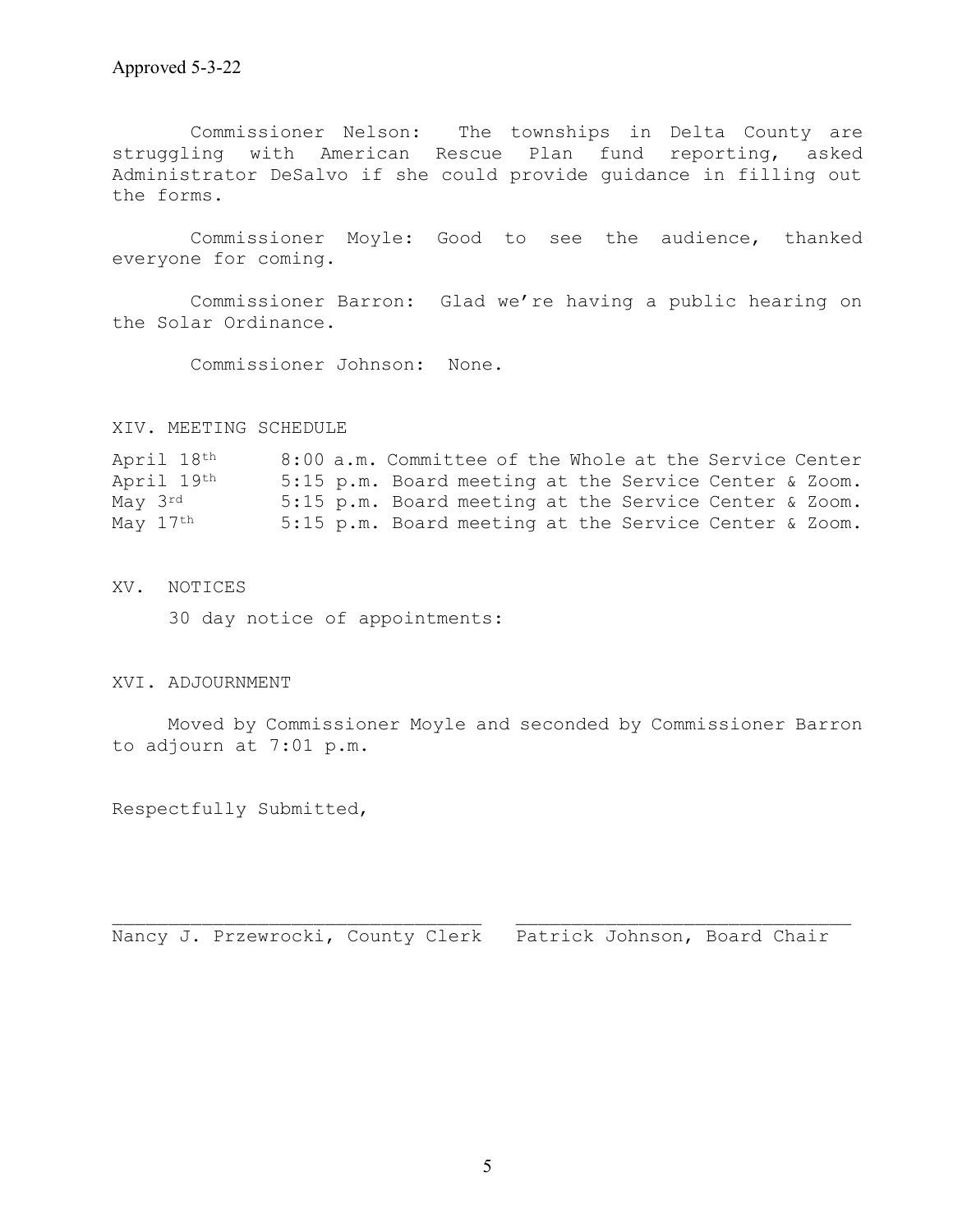Approved 5-3-22

Commissioner Nelson: The townships in Delta County are struggling with American Rescue Plan fund reporting, asked Administrator DeSalvo if she could provide guidance in filling out the forms.

Commissioner Moyle: Good to see the audience, thanked everyone for coming.

Commissioner Barron: Glad we're having a public hearing on the Solar Ordinance.

Commissioner Johnson: None.

## XIV. MEETING SCHEDULE

| | |
|---|---|
| April 18th | 8:00 a.m. Committee of the Whole at the Service Center |
| April 19th | 5:15 p.m. Board meeting at the Service Center & Zoom. |
| May 3rd | 5:15 p.m. Board meeting at the Service Center & Zoom. |
| May 17th | 5:15 p.m. Board meeting at the Service Center & Zoom. |

## XV. NOTICES

30 day notice of appointments:

## XVI. ADJOURNMENT

Moved by Commissioner Moyle and seconded by Commissioner Barron to adjourn at 7:01 p.m.

Respectfully Submitted,

\_\_\_\_\_\_\_\_\_\_\_\_\_\_\_\_\_\_\_\_\_\_\_\_\_\_\_\_\_\_\_\_\_\_ \_\_\_\_\_\_\_\_\_\_\_\_\_\_\_\_\_\_\_\_\_\_\_\_\_\_\_\_\_\_\_\_

Nancy J. Przewrocki, County Clerk    Patrick Johnson, Board Chair